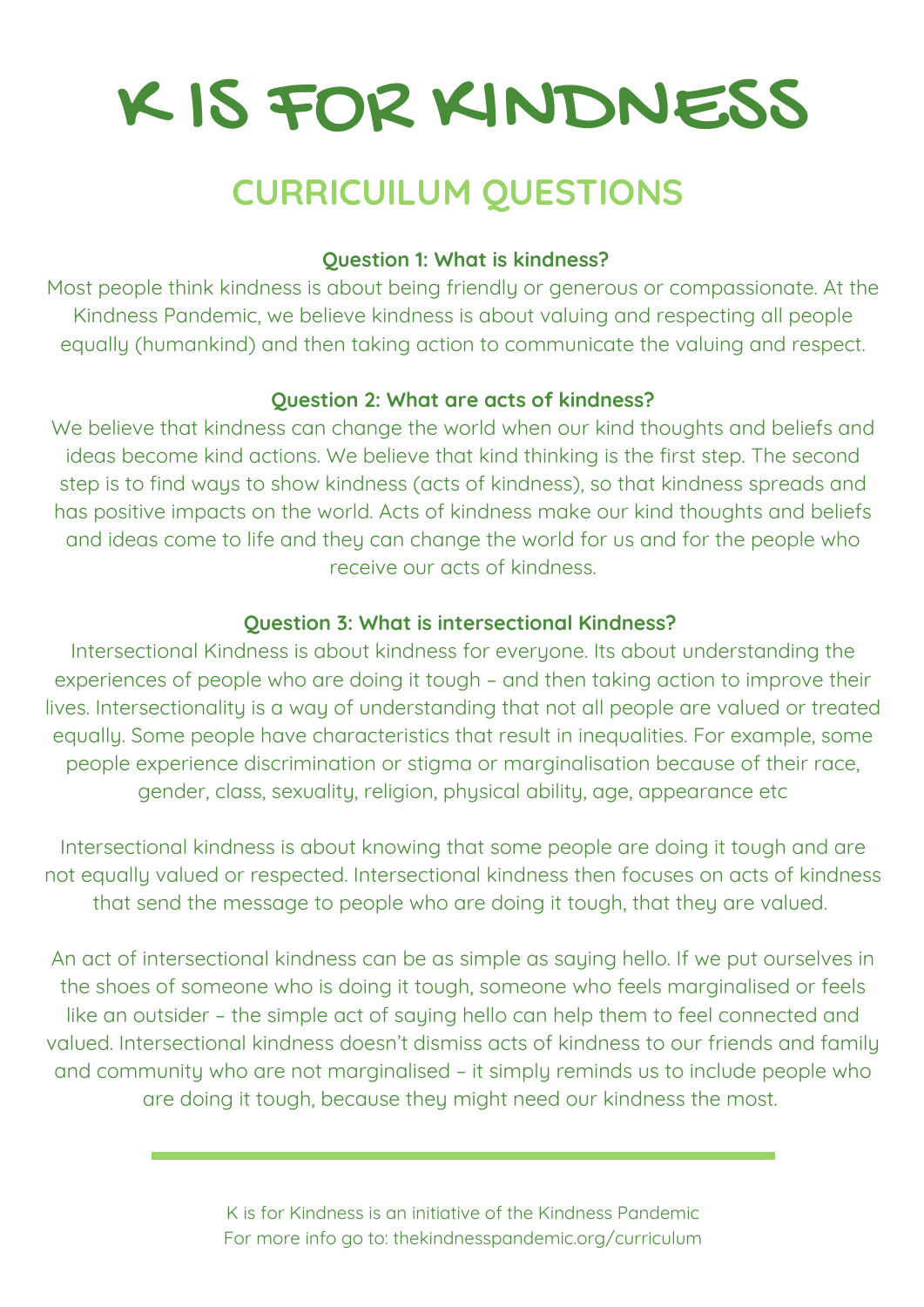# K IS FOR KINDNESS

## CURRICUILUM QUESTIONS

**Question 1: What is kindness?**

Most people think kindness is about being friendly or generous or compassionate. At the Kindness Pandemic, we believe kindness is about valuing and respecting all people equally (humankind) and then taking action to communicate the valuing and respect.

**Question 2: What are acts of kindness?**

We believe that kindness can change the world when our kind thoughts and beliefs and ideas become kind actions. We believe that kind thinking is the first step. The second step is to find ways to show kindness (acts of kindness), so that kindness spreads and has positive impacts on the world. Acts of kindness make our kind thoughts and beliefs and ideas come to life and they can change the world for us and for the people who receive our acts of kindness.

**Question 3: What is intersectional Kindness?**

Intersectional Kindness is about kindness for everyone. Its about understanding the experiences of people who are doing it tough – and then taking action to improve their lives. Intersectionality is a way of understanding that not all people are valued or treated equally. Some people have characteristics that result in inequalities. For example, some people experience discrimination or stigma or marginalisation because of their race, gender, class, sexuality, religion, physical ability, age, appearance etc

Intersectional kindness is about knowing that some people are doing it tough and are not equally valued or respected. Intersectional kindness then focuses on acts of kindness that send the message to people who are doing it tough, that they are valued.

An act of intersectional kindness can be as simple as saying hello. If we put ourselves in the shoes of someone who is doing it tough, someone who feels marginalised or feels like an outsider – the simple act of saying hello can help them to feel connected and valued. Intersectional kindness doesn't dismiss acts of kindness to our friends and family and community who are not marginalised – it simply reminds us to include people who are doing it tough, because they might need our kindness the most.

---

K is for Kindness is an initiative of the Kindness Pandemic
For more info go to: thekindnesspandemic.org/curriculum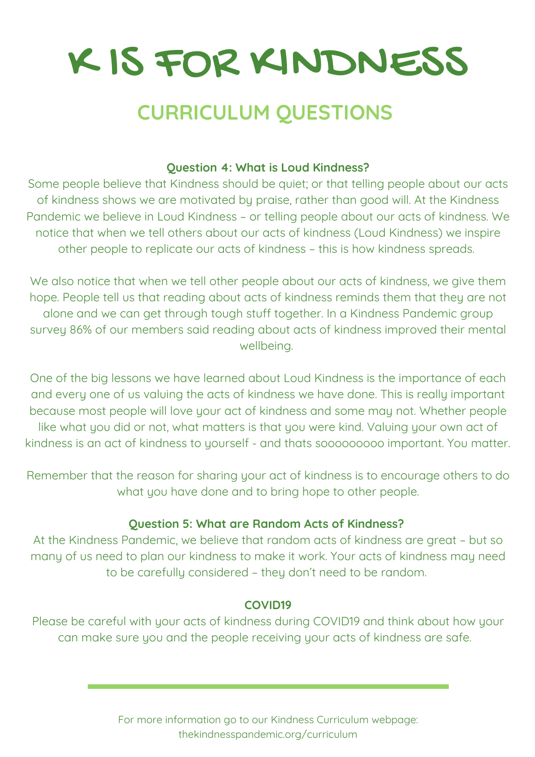# K IS FOR KINDNESS

## CURRICULUM QUESTIONS

**Question 4: What is Loud Kindness?**

Some people believe that Kindness should be quiet; or that telling people about our acts of kindness shows we are motivated by praise, rather than good will. At the Kindness Pandemic we believe in Loud Kindness – or telling people about our acts of kindness. We notice that when we tell others about our acts of kindness (Loud Kindness) we inspire other people to replicate our acts of kindness – this is how kindness spreads.

We also notice that when we tell other people about our acts of kindness, we give them hope. People tell us that reading about acts of kindness reminds them that they are not alone and we can get through tough stuff together. In a Kindness Pandemic group survey 86% of our members said reading about acts of kindness improved their mental wellbeing.

One of the big lessons we have learned about Loud Kindness is the importance of each and every one of us valuing the acts of kindness we have done. This is really important because most people will love your act of kindness and some may not. Whether people like what you did or not, what matters is that you were kind. Valuing your own act of kindness is an act of kindness to yourself - and thats sooooooooo important. You matter.

Remember that the reason for sharing your act of kindness is to encourage others to do what you have done and to bring hope to other people.

**Question 5: What are Random Acts of Kindness?**

At the Kindness Pandemic, we believe that random acts of kindness are great – but so many of us need to plan our kindness to make it work. Your acts of kindness may need to be carefully considered – they don't need to be random.

**COVID19**

Please be careful with your acts of kindness during COVID19 and think about how your can make sure you and the people receiving your acts of kindness are safe.

---

For more information go to our Kindness Curriculum webpage:
thekindnesspandemic.org/curriculum